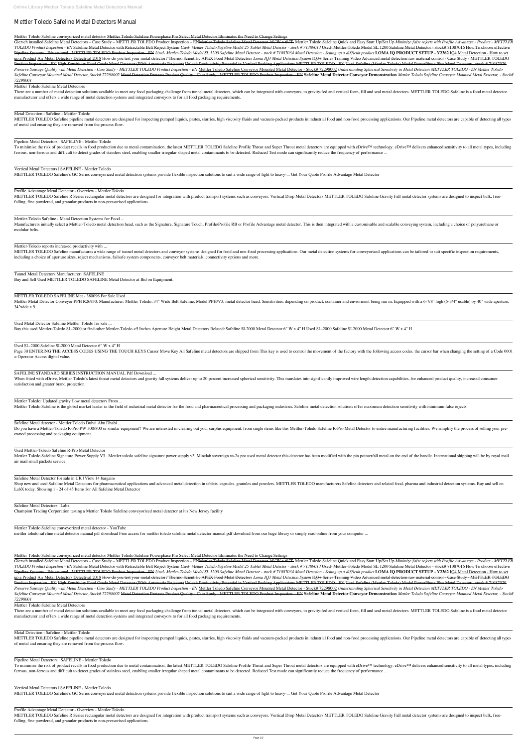# Mettler Toledo Safeline Metal Detectors Manual

Mettler Toledo Safeline conveyorized metal detector ~~Mettler Toledo Safeline Powerphase Pro Select Metal Detector Eliminates the Need to Change Settings~~

Giersch installed Safeline Metal Detectors – Case Study – METTLER TOLEDO Product Inspection – EN~~Mettler Toledo Safeline Metal Detector 16\"W x 6\"T.~~ Mettler Toledo Safeline Quick and Easy Start Up/Set Up *Minimize false rejects with Profile Advantage - Product - METTLER TOLEDO Product Inspection - EN* ~~Safeline Metal Detector with Retractable Belt Reject System~~ *Used- Mettler Toledo Safeline Model 25 Tablet Metal Detector - stock # 71389013* ~~Used- Mettler Toledo Model SL 1200 Safeline Metal Detector - stock# 71087016~~ ~~How To choose effective Pipeline Systems - Educational - METTLER TOLEDO Product Inspection - EN~~ *Used- Mettler-Toledo Model SL 1200 Safeline Metal Detector - stock # 71087034 Metal Detection - Setting up a difficult product* **LOMA IQ PRODUCT SETUP - Y2362** IQ4 Metal Detection - How to set up a Product Air Metal Detectors Detectival 2018 ~~How do you test your metal detector?~~ ~~Thermo Scientific APEX Food Metal Detectors~~ *Loma IQ3 Metal Detection System* ~~IQ3+ Series Training Video~~ ~~Advanced metal detection raw material control - Case Study - METTLER TOLEDO Product Inspection - EN~~ ~~High Sensitivity Food Grade Metal Detector (With Automatic Rejector)~~ ~~Unlock Productivity Potential in Vertical Packing Applications METTLER TOLEDO - EN~~ ~~Used-Safeline (Mettler-Toledo) Model PowerPhase Plus Metal Detector - stock # 71087029~~ *Preserve Sausage Quality with Metal Detection - Case Study - METTLER TOLEDO Product Inspection - EN* Mettler Toledo Safeline Conveyor Mounted Metal Detector - Stock# 72298002 *Understanding Spherical Sensitivity in Metal Detection METTLER TOLEDO - EN Mettler Toledo Safeline Conveyor Mounted Metal Detector, Stock# 72298002* ~~Metal Detection Protects Product Quality - Case Study - METTLER TOLEDO Product Inspection - EN~~ **Safeline Metal Detector Conveyor Demonstration** *Mettler Toledo Safeline Conveyor Mounted Metal Detector, - Stock# 72298001*

Mettler Toledo Safeline Metal Detectors

There are a number of metal detection solutions available to meet any food packaging challenge from tunnel metal detectors, which can be integrated with conveyors, to gravity-fed and vertical form, fill and seal metal detectors. METTLER TOLEDO Safeline is a food metal detector manufacturer and offers a wide range of metal detection systems and integrated conveyors to for all food packaging requirements.

Metal Detection - Safeline - Mettler Toledo

METTLER TOLEDO Safeline pipeline metal detectors are designed for inspecting pumped liquids, pastes, slurries, high viscosity fluids and vacuum-packed products in industrial food and non-food processing applications. Our Pipeline metal detectors are capable of detecting all types of metal and ensuring they are removed from the process flow.

Pipeline Metal Detectors | SAFELINE - Mettler Toledo

To minimize the risk of product recalls in food production due to metal contamination, the latest METTLER TOLEDO Safeline Profile Throat and Super Throat metal detectors are equipped with eDrive™ technology. eDrive™ delivers enhanced sensitivity to all metal types, including ferrous, non-ferrous and difficult to detect grades of stainless steel, enabling smaller irregular shaped metal contaminants to be detected. Reduced Test mode can significantly reduce the frequency of performance ...

Vertical Metal Detectors | SAFELINE - Mettler Toledo

METTLER TOLEDO Safeline's GC Series conveyorized metal detection systems provide flexible inspection solutions to suit a wide range of light to heavy-... Get Your Quote Profile Advantage Metal Detector

Profile Advantage Metal Detector - Overview - Mettler Toledo

METTLER TOLEDO Safeline R Series rectangular metal detectors are designed for integration with product transport systems such as conveyors. Vertical Drop Metal Detectors METTLER TOLEDO Safeline Gravity Fall metal detector systems are designed to inspect bulk, free-falling, fine powdered, and granular products in non-pressurised applications.

Mettler-Toledo Safeline - Metal Detection Systems for Food ...

Manufacturers initially select a Mettler-Toledo metal detection head, such as the Signature, Signature Touch, Profile/Profile RB or Profile Advantage metal detector. This is then integrated with a customisable and scalable conveying system, including a choice of polyurethane or modular belts.

Mettler-Toledo reports increased productivity with ...

METTLER TOLEDO Safeline manufactures a wide range of tunnel metal detectors and conveyor systems designed for food and non-food processing applications. Our metal detection systems for conveyorized applications can be tailored to suit specific inspection requirements, including a choice of aperture sizes, reject mechanisms, failsafe system components, conveyor belt materials, connectivity options and more.

Tunnel Metal Detectors Manufacturer | SAFELINE

Buy and Sell Used METTLER TOLEDO SAFELINE Metal Detector at Bid on Equipment.

METTLER TOLEDO SAFELINE Met - 380096 For Sale Used

Mettler Metal Detector Conveyor PPH R26950. Manufacturer: Mettler Toledo; 34" Wide Belt Safeline, Model PPH/V3, metal detector head. Sensitivities: depending on product, container and enviorment being run in. Equipped with a 6-7/8" high (5-3/4" usable) by 40" wide aperture, 34"wide x 9...

Used Metal Detector Safeline Mettler Toledo for sale ...

Buy this used Mettler-Toledo SL-2000 or find other Mettler-Toledo <5 Inches Aperture Height Metal Detectors Related: Safeline SL2000 Metal Detector 6" W x 4" H Used SL-2000 Safeline SL2000 Metal Detector 6" W x 4" H

Used SL-2000 Safeline SL2000 Metal Detector 6" W x 4" H

Page 30 ENTERING THE ACCESS CODES USING THE TOUCH KEYS Cursor Move Key All Safeline metal detectors are shipped from This key is used to control the movement of the factory with the following access codes. the cursor bar when changing the setting of a Code 0001 = Operator Access digital value.

SAFELINE STANDARD SERIES INSTRUCTION MANUAL Pdf Download ...

When fitted with eDrive, Mettler Toledo's latest throat metal detectors and gravity fall systems deliver up to 20 percent increased spherical sensitivity. This translates into significantly improved wire length detection capabilities, for enhanced product quality, increased consumer satisfaction and greater brand protection.

Mettler Toledo: Updated gravity flow metal detectors From ...

Mettler Toledo Safeline is the global market leader in the field of industrial metal detector for the food and pharmaceutical processing and packaging industries. Safeline metal detection solutions offer maximum detection sensitivity with minimum false rejects.

Safeline Metal detector - Mettler Toledo Dubai Abu Dhabi ...

Do you have a Mettler-Toledo R-Pro PW 300/800 or similar equipment? We are interested in clearing out your surplus equipment, from single items like this Mettler-Toledo Safeline R-Pro Metal Detector to entire manufacturing facilities. We simplify the process of selling your pre-owned processing and packaging equipment.

Used Mettler-Toledo Safeline R-Pro Metal Detector

Mettler Toledo Safeline Signature Power Supply V3 . Mettler toledo safeline signature power supply v3. Minelab sovereign xs-2a pro used metal detector this detector has been modified with the pin pointer/all metal on the end of the handle. International shipping will be by royal mail air mail small packets service

Safeline Metal Detector for sale in UK | View 14 bargains

Shop new and used Safeline Metal Detectors for pharmaceutical applications and advanced metal detection in tablets, capsules, granules and powders. METTLER TOLEDO manufacturers Safeline detectors and related food, pharma and industrial detection systems. Buy and sell on LabX today. Showing 1 - 24 of 45 Items for All Safeline Metal Detector

Safeline Metal Detectors | Labx

Champion Trading Corporation testing a Mettler Toledo Safeline conveyorized metal detector at it's New Jersey facility

Mettler Toledo Safeline conveyorized metal detector - YouTube

mettler toledo safeline metal detector manual pdf download Free access for mettler toledo safeline metal detector manual pdf download from our huge library or simply read online from your computer ...

Mettler Toledo Safeline conveyorized metal detector ~~Mettler Toledo Safeline Powerphase Pro Select Metal Detector Eliminates the Need to Change Settings~~

Giersch installed Safeline Metal Detectors – Case Study – METTLER TOLEDO Product Inspection – EN~~Mettler Toledo Safeline Metal Detector 16\"W x 6\"T.~~ Mettler Toledo Safeline Quick and Easy Start Up/Set Up *Minimize false rejects with Profile Advantage - Product - METTLER TOLEDO Product Inspection - EN* ~~Safeline Metal Detector with Retractable Belt Reject System~~ *Used- Mettler Toledo Safeline Model 25 Tablet Metal Detector - stock # 71389013* ~~Used- Mettler Toledo Model SL 1200 Safeline Metal Detector - stock# 71087016~~ ~~How To choose effective Pipeline Systems - Educational - METTLER TOLEDO Product Inspection - EN~~ *Used- Mettler-Toledo Model SL 1200 Safeline Metal Detector - stock # 71087034 Metal Detection - Setting up a difficult product* **LOMA IQ PRODUCT SETUP - Y2362** IQ4 Metal Detection - How to set up a Product Air Metal Detectors Detectival 2018 ~~How do you test your metal detector?~~ ~~Thermo Scientific APEX Food Metal Detectors~~ *Loma IQ3 Metal Detection System* ~~IQ3+ Series Training Video~~ ~~Advanced metal detection raw material control - Case Study - METTLER TOLEDO Product Inspection - EN~~ ~~High Sensitivity Food Grade Metal Detector (With Automatic Rejector)~~ ~~Unlock Productivity Potential in Vertical Packing Applications METTLER TOLEDO - EN~~ ~~Used-Safeline (Mettler-Toledo) Model PowerPhase Plus Metal Detector - stock # 71087029~~ *Preserve Sausage Quality with Metal Detection - Case Study - METTLER TOLEDO Product Inspection - EN* Mettler Toledo Safeline Conveyor Mounted Metal Detector - Stock# 72298002 *Understanding Spherical Sensitivity in Metal Detection METTLER TOLEDO - EN Mettler Toledo Safeline Conveyor Mounted Metal Detector, Stock# 72298002* ~~Metal Detection Protects Product Quality - Case Study - METTLER TOLEDO Product Inspection - EN~~ **Safeline Metal Detector Conveyor Demonstration** *Mettler Toledo Safeline Conveyor Mounted Metal Detector, - Stock# 72298001*

Mettler Toledo Safeline Metal Detectors

There are a number of metal detection solutions available to meet any food packaging challenge from tunnel metal detectors, which can be integrated with conveyors, to gravity-fed and vertical form, fill and seal metal detectors. METTLER TOLEDO Safeline is a food metal detector manufacturer and offers a wide range of metal detection systems and integrated conveyors to for all food packaging requirements.

Metal Detection - Safeline - Mettler Toledo

METTLER TOLEDO Safeline pipeline metal detectors are designed for inspecting pumped liquids, pastes, slurries, high viscosity fluids and vacuum-packed products in industrial food and non-food processing applications. Our Pipeline metal detectors are capable of detecting all types of metal and ensuring they are removed from the process flow.

Pipeline Metal Detectors | SAFELINE - Mettler Toledo

To minimize the risk of product recalls in food production due to metal contamination, the latest METTLER TOLEDO Safeline Profile Throat and Super Throat metal detectors are equipped with eDrive™ technology. eDrive™ delivers enhanced sensitivity to all metal types, including ferrous, non-ferrous and difficult to detect grades of stainless steel, enabling smaller irregular shaped metal contaminants to be detected. Reduced Test mode can significantly reduce the frequency of performance ...

Vertical Metal Detectors | SAFELINE - Mettler Toledo

METTLER TOLEDO Safeline's GC Series conveyorized metal detection systems provide flexible inspection solutions to suit a wide range of light to heavy-... Get Your Quote Profile Advantage Metal Detector

Profile Advantage Metal Detector - Overview - Mettler Toledo

METTLER TOLEDO Safeline R Series rectangular metal detectors are designed for integration with product transport systems such as conveyors. Vertical Drop Metal Detectors METTLER TOLEDO Safeline Gravity Fall metal detector systems are designed to inspect bulk, free-falling, fine powdered, and granular products in non-pressurised applications.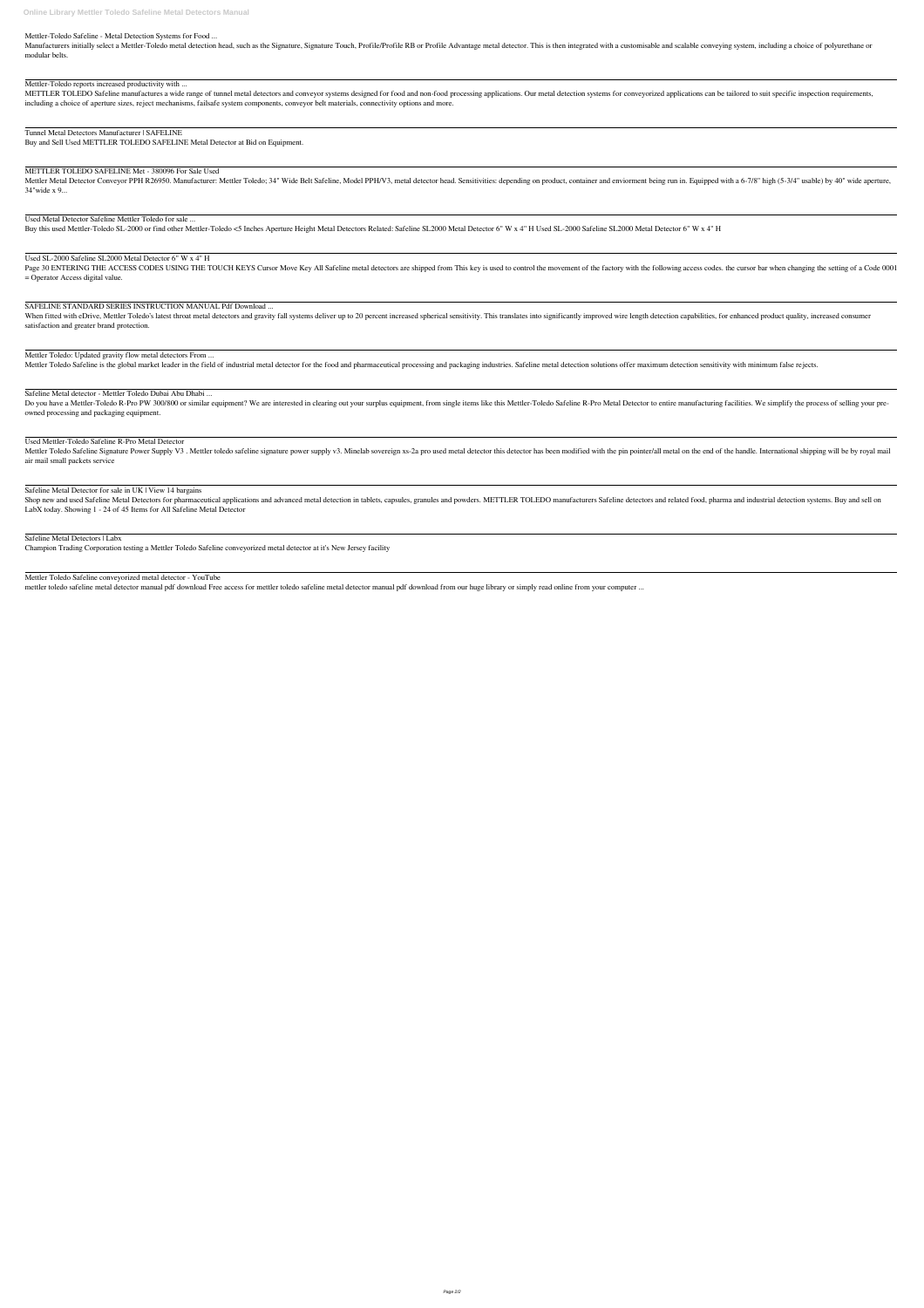Mettler-Toledo Safeline - Metal Detection Systems for Food ...

Manufacturers initially select a Mettler-Toledo metal detection head, such as the Signature, Signature Touch, Profile/Profile RB or Profile Advantage metal detector. This is then integrated with a customisable and scalable conveying system, including a choice of polyurethane or modular belts.

Mettler-Toledo reports increased productivity with ...

METTLER TOLEDO Safeline manufactures a wide range of tunnel metal detectors and conveyor systems designed for food and non-food processing applications. Our metal detection systems for conveyorized applications can be tailored to suit specific inspection requirements, including a choice of aperture sizes, reject mechanisms, failsafe system components, conveyor belt materials, connectivity options and more.

Tunnel Metal Detectors Manufacturer | SAFELINE

Buy and Sell Used METTLER TOLEDO SAFELINE Metal Detector at Bid on Equipment.

METTLER TOLEDO SAFELINE Met - 380096 For Sale Used

Mettler Metal Detector Conveyor PPH R26950. Manufacturer: Mettler Toledo; 34" Wide Belt Safeline, Model PPH/V3, metal detector head. Sensitivities: depending on product, container and enviorment being run in. Equipped with a 6-7/8" high (5-3/4" usable) by 40" wide aperture, 34"wide x 9...

Used Metal Detector Safeline Mettler Toledo for sale ...

Buy this used Mettler-Toledo SL-2000 or find other Mettler-Toledo <5 Inches Aperture Height Metal Detectors Related: Safeline SL2000 Metal Detector 6" W x 4" H Used SL-2000 Safeline SL2000 Metal Detector 6" W x 4" H

Used SL-2000 Safeline SL2000 Metal Detector 6" W x 4" H

Page 30 ENTERING THE ACCESS CODES USING THE TOUCH KEYS Cursor Move Key All Safeline metal detectors are shipped from This key is used to control the movement of the factory with the following access codes. the cursor bar when changing the setting of a Code 0001 = Operator Access digital value.

SAFELINE STANDARD SERIES INSTRUCTION MANUAL Pdf Download ...

When fitted with eDrive, Mettler Toledo's latest throat metal detectors and gravity fall systems deliver up to 20 percent increased spherical sensitivity. This translates into significantly improved wire length detection capabilities, for enhanced product quality, increased consumer satisfaction and greater brand protection.

Mettler Toledo: Updated gravity flow metal detectors From ...

Mettler Toledo Safeline is the global market leader in the field of industrial metal detector for the food and pharmaceutical processing and packaging industries. Safeline metal detection solutions offer maximum detection sensitivity with minimum false rejects.

Safeline Metal detector - Mettler Toledo Dubai Abu Dhabi ...

Do you have a Mettler-Toledo R-Pro PW 300/800 or similar equipment? We are interested in clearing out your surplus equipment, from single items like this Mettler-Toledo Safeline R-Pro Metal Detector to entire manufacturing facilities. We simplify the process of selling your pre-owned processing and packaging equipment.

Used Mettler-Toledo Safeline R-Pro Metal Detector

Mettler Toledo Safeline Signature Power Supply V3 . Mettler toledo safeline signature power supply v3. Minelab sovereign xs-2a pro used metal detector this detector has been modified with the pin pointer/all metal on the end of the handle. International shipping will be by royal mail air mail small packets service

Safeline Metal Detector for sale in UK | View 14 bargains

Shop new and used Safeline Metal Detectors for pharmaceutical applications and advanced metal detection in tablets, capsules, granules and powders. METTLER TOLEDO manufacturers Safeline detectors and related food, pharma and industrial detection systems. Buy and sell on LabX today. Showing 1 - 24 of 45 Items for All Safeline Metal Detector

Safeline Metal Detectors | Labx

Champion Trading Corporation testing a Mettler Toledo Safeline conveyorized metal detector at it's New Jersey facility

Mettler Toledo Safeline conveyorized metal detector - YouTube

mettler toledo safeline metal detector manual pdf download Free access for mettler toledo safeline metal detector manual pdf download from our huge library or simply read online from your computer ...